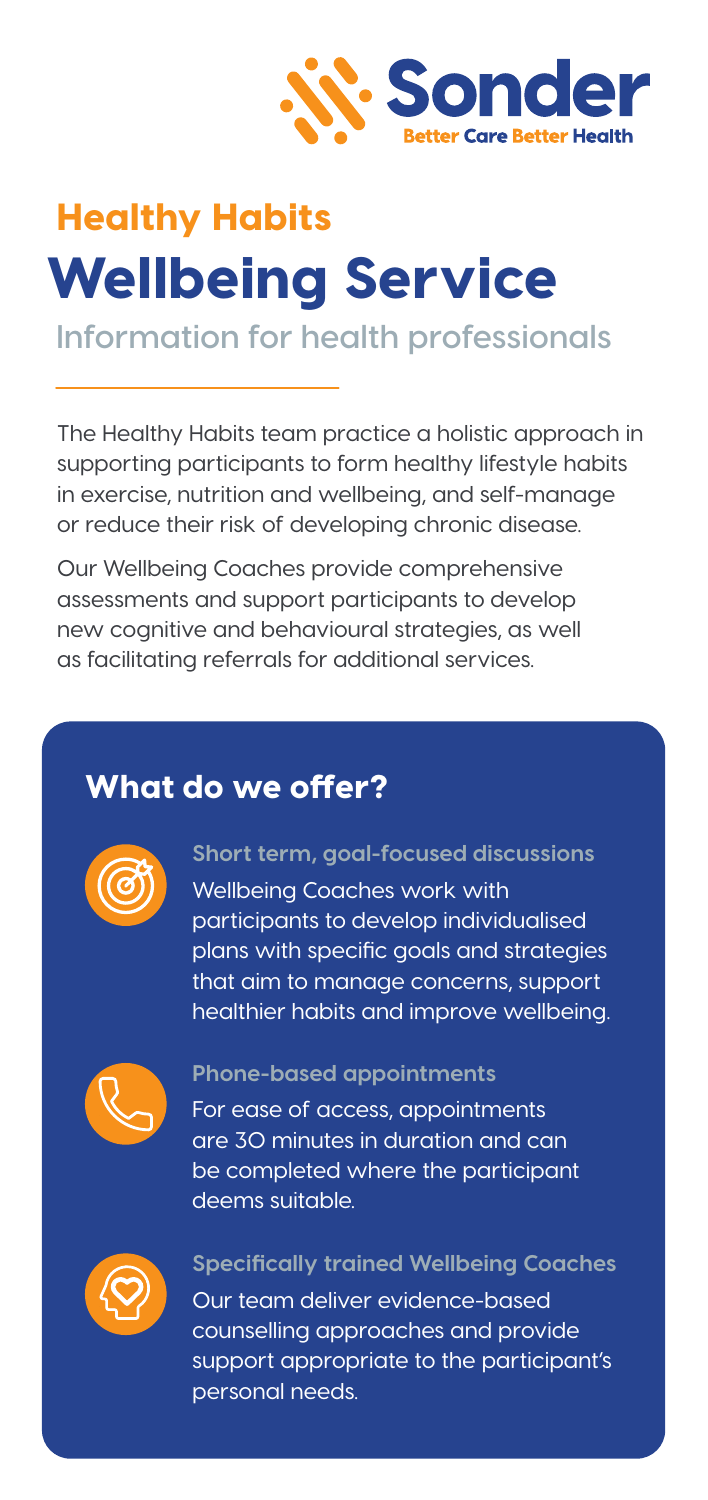Sonder

Better Care Better Health

## Healthy Habits

# Wellbeing Service

Information for health professionals

The Healthy Habits team practice a holistic approach in supporting participants to form healthy lifestyle habits in exercise, nutrition and wellbeing, and self-manage or reduce their risk of developing chronic disease.

Our Wellbeing Coaches provide comprehensive assessments and support participants to develop new cognitive and behavioural strategies, as well as facilitating referrals for additional services.

## What do we offer?

### Short term, goal-focused discussions

Wellbeing Coaches work with participants to develop individualised plans with specific goals and strategies that aim to manage concerns, support healthier habits and improve wellbeing.

### Phone-based appointments

For ease of access, appointments are 30 minutes in duration and can be completed where the participant deems suitable.

### Specifically trained Wellbeing Coaches

Our team deliver evidence-based counselling approaches and provide support appropriate to the participant's personal needs.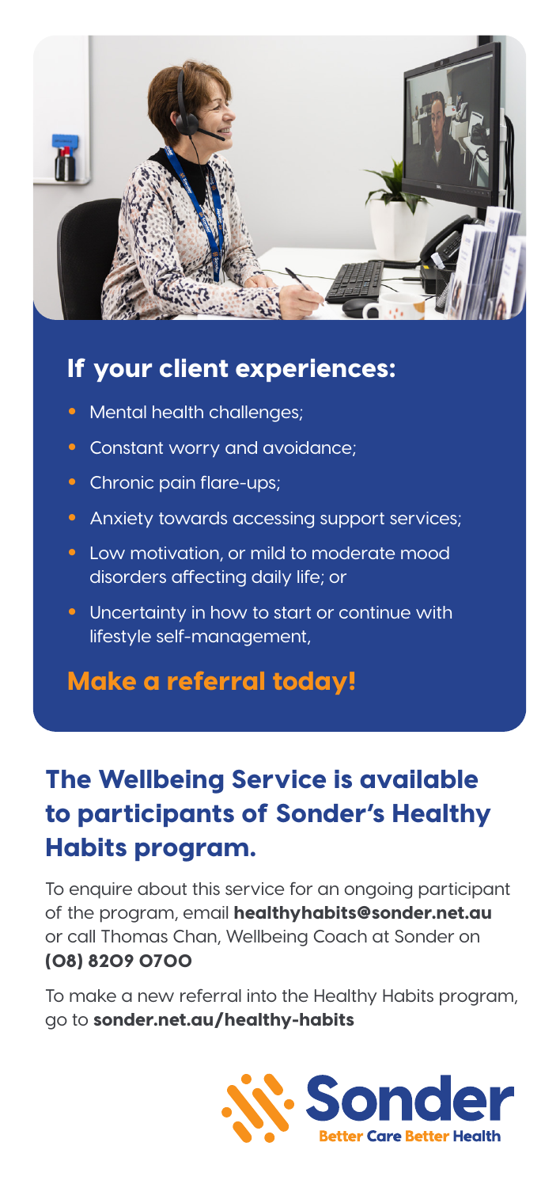## If your client experiences:

- Mental health challenges;
- Constant worry and avoidance;
- Chronic pain flare-ups;
- Anxiety towards accessing support services;
- Low motivation, or mild to moderate mood disorders affecting daily life; or
- Uncertainty in how to start or continue with lifestyle self-management,

## Make a referral today!

## The Wellbeing Service is available to participants of Sonder's Healthy Habits program.

To enquire about this service for an ongoing participant of the program, email **healthyhabits@sonder.net.au** or call Thomas Chan, Wellbeing Coach at Sonder on **(08) 8209 0700**

To make a new referral into the Healthy Habits program, go to **sonder.net.au/healthy-habits**

Sonder
Better Care Better Health